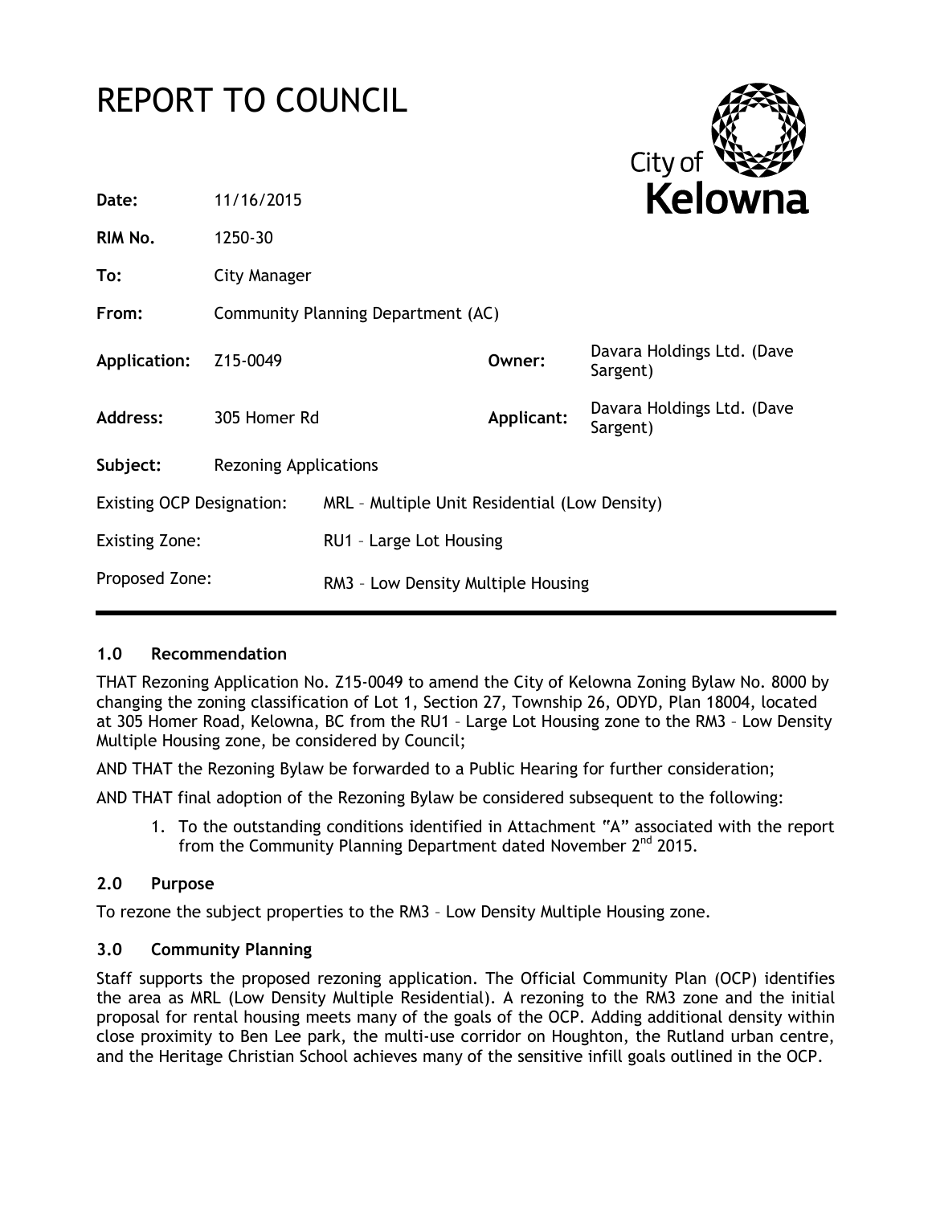# REPORT TO COUNCIL

| | | | |
|---|---|---|---|
| **Date:** | 11/16/2015 | | |
| **RIM No.** | 1250-30 | | |
| **To:** | City Manager | | |
| **From:** | Community Planning Department (AC) | | |
| **Application:** | Z15-0049 | **Owner:** | Davara Holdings Ltd. (Dave Sargent) |
| **Address:** | 305 Homer Rd | **Applicant:** | Davara Holdings Ltd. (Dave Sargent) |
| **Subject:** | Rezoning Applications | | |
| Existing OCP Designation: | MRL – Multiple Unit Residential (Low Density) | | |
| Existing Zone: | RU1 – Large Lot Housing | | |
| Proposed Zone: | RM3 – Low Density Multiple Housing | | |

## 1.0 Recommendation

THAT Rezoning Application No. Z15-0049 to amend the City of Kelowna Zoning Bylaw No. 8000 by changing the zoning classification of Lot 1, Section 27, Township 26, ODYD, Plan 18004, located at 305 Homer Road, Kelowna, BC from the RU1 – Large Lot Housing zone to the RM3 – Low Density Multiple Housing zone, be considered by Council;

AND THAT the Rezoning Bylaw be forwarded to a Public Hearing for further consideration;

AND THAT final adoption of the Rezoning Bylaw be considered subsequent to the following:

1. To the outstanding conditions identified in Attachment "A" associated with the report from the Community Planning Department dated November 2nd 2015.

## 2.0 Purpose

To rezone the subject properties to the RM3 – Low Density Multiple Housing zone.

## 3.0 Community Planning

Staff supports the proposed rezoning application. The Official Community Plan (OCP) identifies the area as MRL (Low Density Multiple Residential). A rezoning to the RM3 zone and the initial proposal for rental housing meets many of the goals of the OCP. Adding additional density within close proximity to Ben Lee park, the multi-use corridor on Houghton, the Rutland urban centre, and the Heritage Christian School achieves many of the sensitive infill goals outlined in the OCP.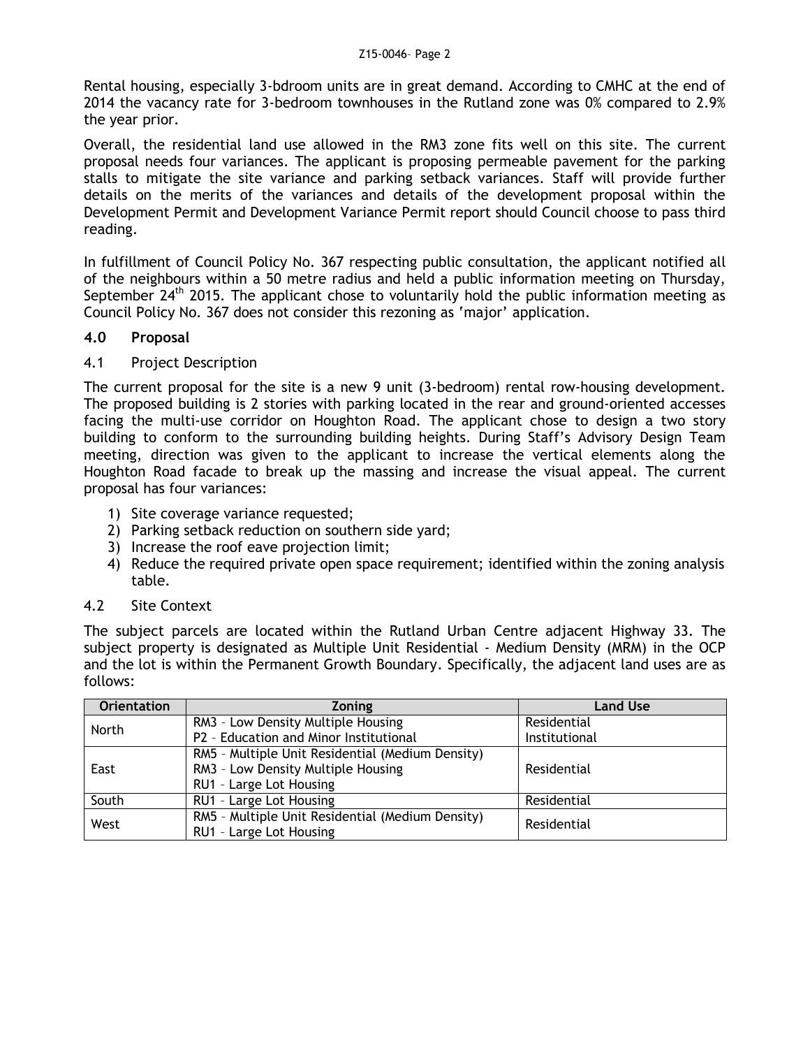Rental housing, especially 3-bdroom units are in great demand. According to CMHC at the end of 2014 the vacancy rate for 3-bedroom townhouses in the Rutland zone was 0% compared to 2.9% the year prior.

Overall, the residential land use allowed in the RM3 zone fits well on this site. The current proposal needs four variances. The applicant is proposing permeable pavement for the parking stalls to mitigate the site variance and parking setback variances. Staff will provide further details on the merits of the variances and details of the development proposal within the Development Permit and Development Variance Permit report should Council choose to pass third reading.

In fulfillment of Council Policy No. 367 respecting public consultation, the applicant notified all of the neighbours within a 50 metre radius and held a public information meeting on Thursday, September 24th 2015. The applicant chose to voluntarily hold the public information meeting as Council Policy No. 367 does not consider this rezoning as 'major' application.

## 4.0 Proposal

### 4.1 Project Description

The current proposal for the site is a new 9 unit (3-bedroom) rental row-housing development. The proposed building is 2 stories with parking located in the rear and ground-oriented accesses facing the multi-use corridor on Houghton Road. The applicant chose to design a two story building to conform to the surrounding building heights. During Staff's Advisory Design Team meeting, direction was given to the applicant to increase the vertical elements along the Houghton Road facade to break up the massing and increase the visual appeal. The current proposal has four variances:

1) Site coverage variance requested;
2) Parking setback reduction on southern side yard;
3) Increase the roof eave projection limit;
4) Reduce the required private open space requirement; identified within the zoning analysis table.

### 4.2 Site Context

The subject parcels are located within the Rutland Urban Centre adjacent Highway 33. The subject property is designated as Multiple Unit Residential - Medium Density (MRM) in the OCP and the lot is within the Permanent Growth Boundary. Specifically, the adjacent land uses are as follows:

| Orientation | Zoning | Land Use |
|---|---|---|
| North | RM3 – Low Density Multiple Housing<br>P2 – Education and Minor Institutional | Residential<br>Institutional |
| East | RM5 – Multiple Unit Residential (Medium Density)<br>RM3 – Low Density Multiple Housing<br>RU1 – Large Lot Housing | Residential |
| South | RU1 – Large Lot Housing | Residential |
| West | RM5 – Multiple Unit Residential (Medium Density)<br>RU1 – Large Lot Housing | Residential |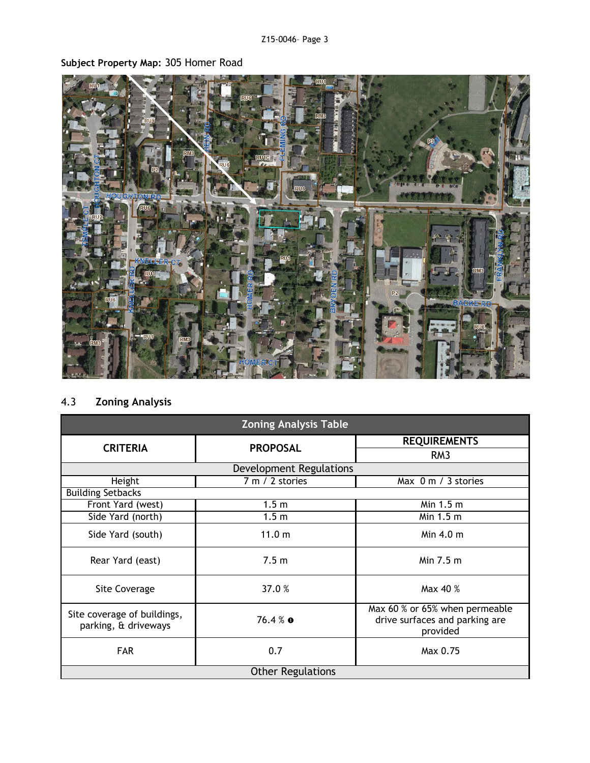**Subject Property Map:** 305 Homer Road

## 4.3 Zoning Analysis

| Zoning Analysis Table | | |
|---|---|---|
| **CRITERIA** | **PROPOSAL** | **REQUIREMENTS** |
| | | RM3 |
| Development Regulations | | |
| Height | 7 m / 2 stories | Max 0 m / 3 stories |
| Building Setbacks | | |
| Front Yard (west) | 1.5 m | Min 1.5 m |
| Side Yard (north) | 1.5 m | Min 1.5 m |
| Side Yard (south) | 11.0 m | Min 4.0 m |
| Rear Yard (east) | 7.5 m | Min 7.5 m |
| Site Coverage | 37.0 % | Max 40 % |
| Site coverage of buildings, parking, & driveways | 76.4 % ❶ | Max 60 % or 65% when permeable drive surfaces and parking are provided |
| FAR | 0.7 | Max 0.75 |
| Other Regulations | | |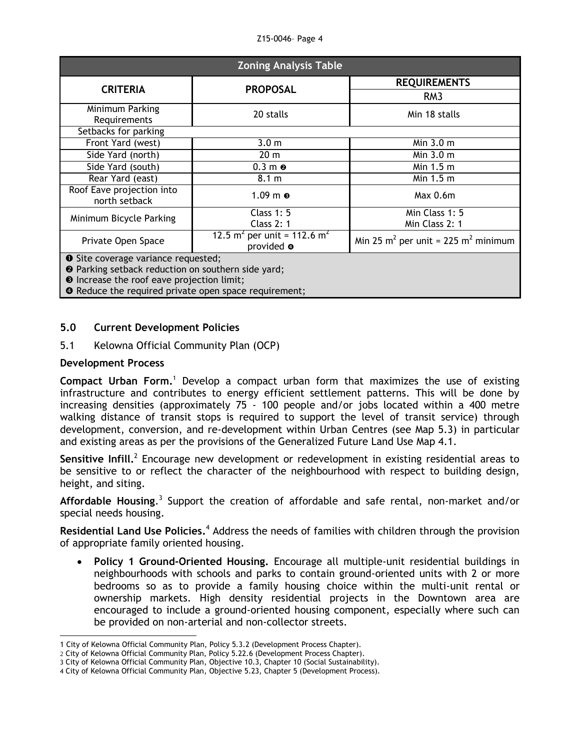| Zoning Analysis Table | | |
|---|---|---|
| **CRITERIA** | **PROPOSAL** | **REQUIREMENTS** |
| | | RM3 |
| Minimum Parking Requirements | 20 stalls | Min 18 stalls |
| Setbacks for parking | | |
| Front Yard (west) | 3.0 m | Min 3.0 m |
| Side Yard (north) | 20 m | Min 3.0 m |
| Side Yard (south) | 0.3 m ❷ | Min 1.5 m |
| Rear Yard (east) | 8.1 m | Min 1.5 m |
| Roof Eave projection into north setback | 1.09 m ❸ | Max 0.6m |
| Minimum Bicycle Parking | Class 1: 5<br>Class 2: 1 | Min Class 1: 5<br>Min Class 2: 1 |
| Private Open Space | 12.5 $m^2$ per unit = 112.6 $m^2$ provided ❹ | Min 25 $m^2$ per unit = 225 $m^2$ minimum |
| ❶ Site coverage variance requested;<br>❷ Parking setback reduction on southern side yard;<br>❸ Increase the roof eave projection limit;<br>❹ Reduce the required private open space requirement; | | |

## 5.0 Current Development Policies

### 5.1 Kelowna Official Community Plan (OCP)

**Development Process**

**Compact Urban Form.**[1] Develop a compact urban form that maximizes the use of existing infrastructure and contributes to energy efficient settlement patterns. This will be done by increasing densities (approximately 75 - 100 people and/or jobs located within a 400 metre walking distance of transit stops is required to support the level of transit service) through development, conversion, and re-development within Urban Centres (see Map 5.3) in particular and existing areas as per the provisions of the Generalized Future Land Use Map 4.1.

**Sensitive Infill.**[2] Encourage new development or redevelopment in existing residential areas to be sensitive to or reflect the character of the neighbourhood with respect to building design, height, and siting.

**Affordable Housing.**[3] Support the creation of affordable and safe rental, non-market and/or special needs housing.

**Residential Land Use Policies.**[4] Address the needs of families with children through the provision of appropriate family oriented housing.

- **Policy 1 Ground-Oriented Housing.** Encourage all multiple-unit residential buildings in neighbourhoods with schools and parks to contain ground-oriented units with 2 or more bedrooms so as to provide a family housing choice within the multi-unit rental or ownership markets. High density residential projects in the Downtown area are encouraged to include a ground-oriented housing component, especially where such can be provided on non-arterial and non-collector streets.

---

1 City of Kelowna Official Community Plan, Policy 5.3.2 (Development Process Chapter).
2 City of Kelowna Official Community Plan, Policy 5.22.6 (Development Process Chapter).
3 City of Kelowna Official Community Plan, Objective 10.3, Chapter 10 (Social Sustainability).
4 City of Kelowna Official Community Plan, Objective 5.23, Chapter 5 (Development Process).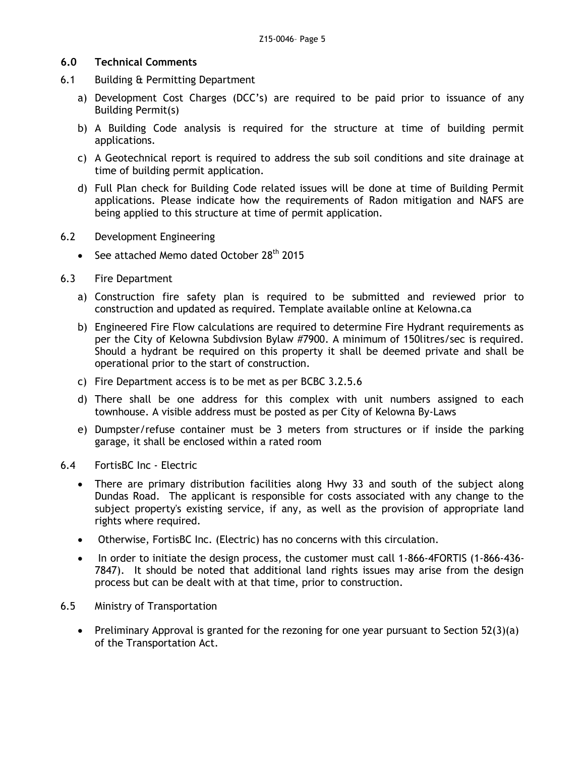## 6.0 Technical Comments

6.1 Building & Permitting Department

a) Development Cost Charges (DCC's) are required to be paid prior to issuance of any Building Permit(s)

b) A Building Code analysis is required for the structure at time of building permit applications.

c) A Geotechnical report is required to address the sub soil conditions and site drainage at time of building permit application.

d) Full Plan check for Building Code related issues will be done at time of Building Permit applications. Please indicate how the requirements of Radon mitigation and NAFS are being applied to this structure at time of permit application.

6.2 Development Engineering

- See attached Memo dated October 28th 2015

6.3 Fire Department

a) Construction fire safety plan is required to be submitted and reviewed prior to construction and updated as required. Template available online at Kelowna.ca

b) Engineered Fire Flow calculations are required to determine Fire Hydrant requirements as per the City of Kelowna Subdivsion Bylaw #7900. A minimum of 150litres/sec is required. Should a hydrant be required on this property it shall be deemed private and shall be operational prior to the start of construction.

c) Fire Department access is to be met as per BCBC 3.2.5.6

d) There shall be one address for this complex with unit numbers assigned to each townhouse. A visible address must be posted as per City of Kelowna By-Laws

e) Dumpster/refuse container must be 3 meters from structures or if inside the parking garage, it shall be enclosed within a rated room

6.4 FortisBC Inc - Electric

- There are primary distribution facilities along Hwy 33 and south of the subject along Dundas Road. The applicant is responsible for costs associated with any change to the subject property's existing service, if any, as well as the provision of appropriate land rights where required.
- Otherwise, FortisBC Inc. (Electric) has no concerns with this circulation.
- In order to initiate the design process, the customer must call 1-866-4FORTIS (1-866-436-7847). It should be noted that additional land rights issues may arise from the design process but can be dealt with at that time, prior to construction.

6.5 Ministry of Transportation

- Preliminary Approval is granted for the rezoning for one year pursuant to Section 52(3)(a) of the Transportation Act.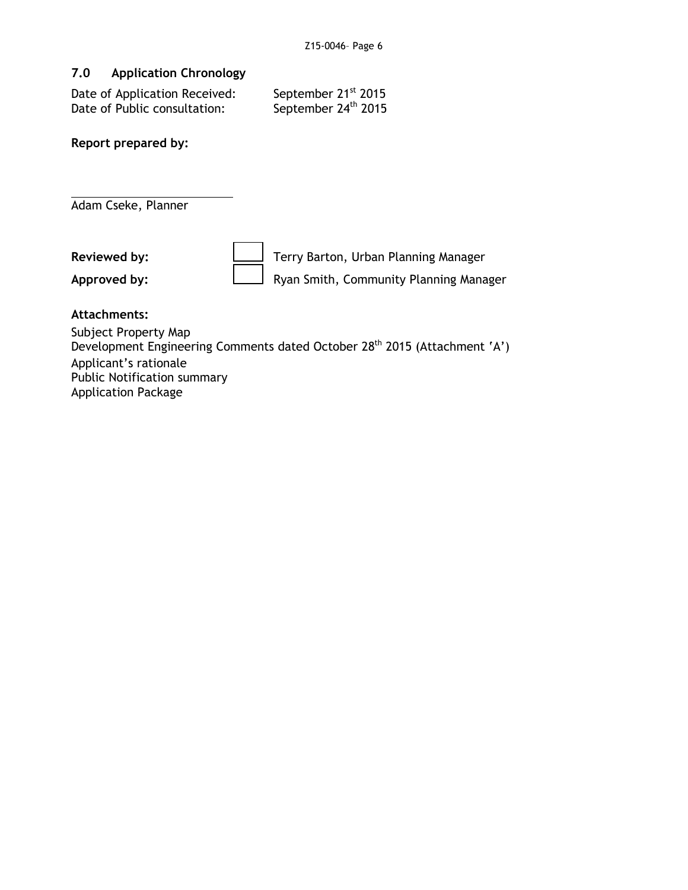## 7.0 Application Chronology

Date of Application Received: September 21st 2015
Date of Public consultation: September 24th 2015

**Report prepared by:**

Adam Cseke, Planner

**Reviewed by:** Terry Barton, Urban Planning Manager

**Approved by:** Ryan Smith, Community Planning Manager

**Attachments:**

Subject Property Map
Development Engineering Comments dated October 28th 2015 (Attachment 'A')
Applicant's rationale
Public Notification summary
Application Package